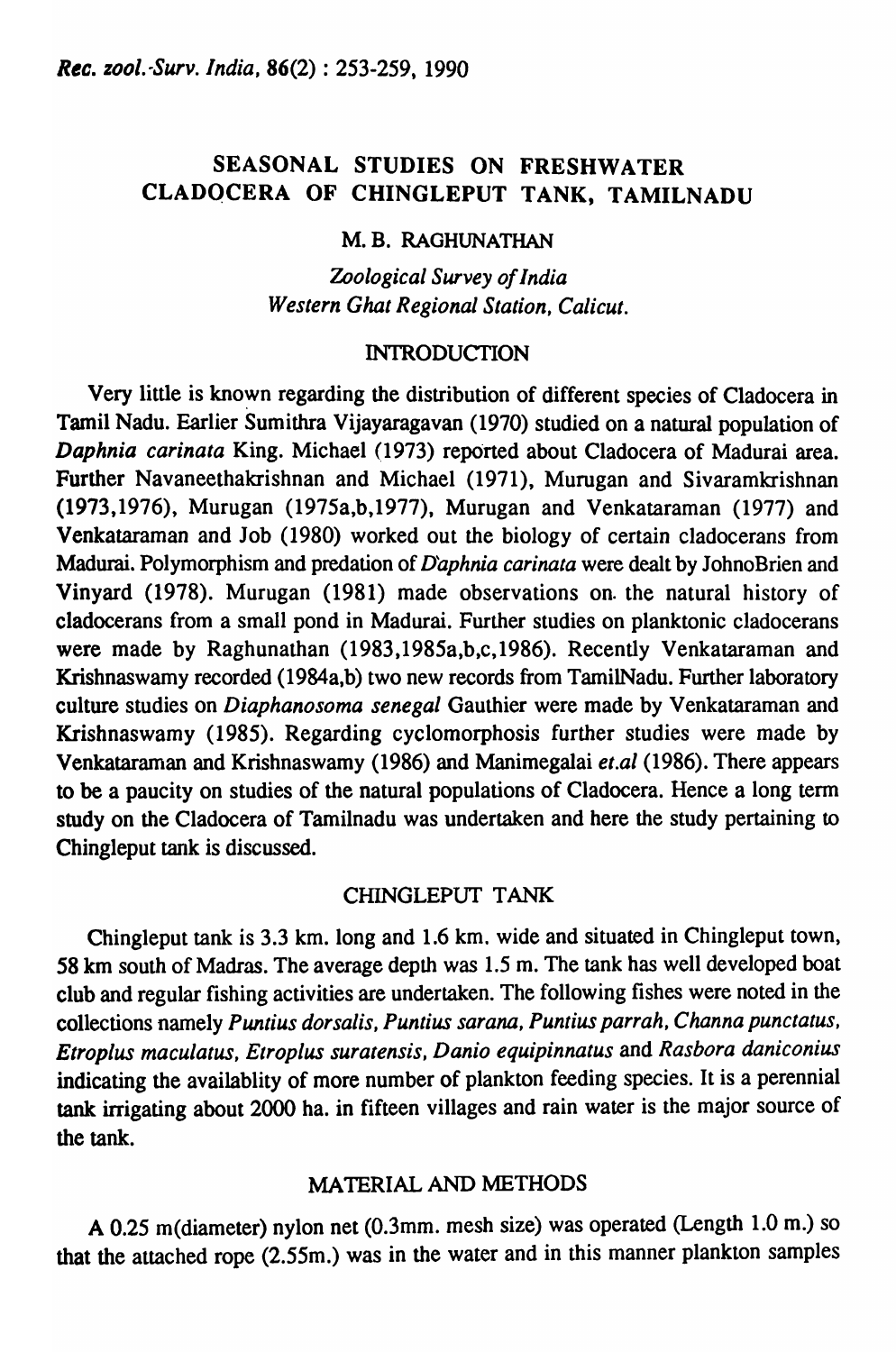# SEASONAL STUDIES ON FRESHWATER CLADOCERA OF CHINGLEPUT TANK, TAMILNADU

M. B. RAGHUNATHAN

*Zoological Survey of India*
*Western Ghat Regional Station, Calicut.*

## INTRODUCTION

Very little is known regarding the distribution of different species of Cladocera in Tamil Nadu. Earlier Sumithra Vijayaragavan (1970) studied on a natural population of *Daphnia carinata* King. Michael (1973) reported about Cladocera of Madurai area. Further Navaneethakrishnan and Michael (1971), Murugan and Sivaramkrishnan (1973,1976), Murugan (1975a,b,1977), Murugan and Venkataraman (1977) and Venkataraman and Job (1980) worked out the biology of certain cladocerans from Madurai. Polymorphism and predation of *Daphnia carinata* were dealt by JohnoBrien and Vinyard (1978). Murugan (1981) made observations on the natural history of cladocerans from a small pond in Madurai. Further studies on planktonic cladocerans were made by Raghunathan (1983,1985a,b,c,1986). Recently Venkataraman and Krishnaswamy recorded (1984a,b) two new records from TamilNadu. Further laboratory culture studies on *Diaphanosoma senegal* Gauthier were made by Venkataraman and Krishnaswamy (1985). Regarding cyclomorphosis further studies were made by Venkataraman and Krishnaswamy (1986) and Manimegalai *et.al* (1986). There appears to be a paucity on studies of the natural populations of Cladocera. Hence a long term study on the Cladocera of Tamilnadu was undertaken and here the study pertaining to Chingleput tank is discussed.

## CHINGLEPUT TANK

Chingleput tank is 3.3 km. long and 1.6 km. wide and situated in Chingleput town, 58 km south of Madras. The average depth was 1.5 m. The tank has well developed boat club and regular fishing activities are undertaken. The following fishes were noted in the collections namely *Puntius dorsalis*, *Puntius sarana*, *Puntius parrah*, *Channa punctatus*, *Etroplus maculatus*, *Etroplus suratensis*, *Danio equipinnatus* and *Rasbora daniconius* indicating the availablity of more number of plankton feeding species. It is a perennial tank irrigating about 2000 ha. in fifteen villages and rain water is the major source of the tank.

## MATERIAL AND METHODS

A 0.25 m(diameter) nylon net (0.3mm. mesh size) was operated (Length 1.0 m.) so that the attached rope (2.55m.) was in the water and in this manner plankton samples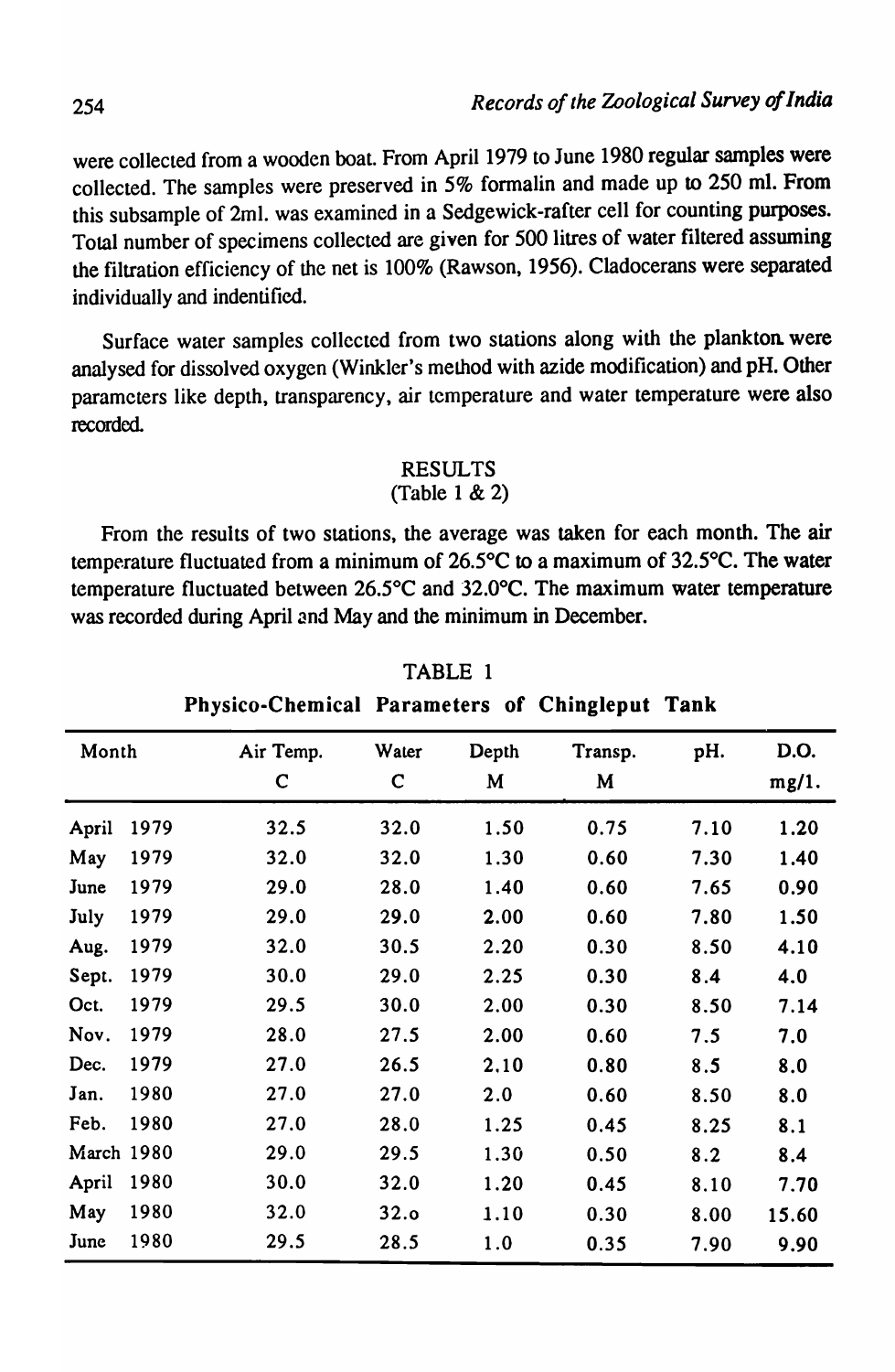were collected from a wooden boat. From April 1979 to June 1980 regular samples were collected. The samples were preserved in 5% formalin and made up to 250 ml. From this subsample of 2ml. was examined in a Sedgewick-rafter cell for counting purposes. Total number of specimens collected are given for 500 litres of water filtered assuming the filtration efficiency of the net is 100% (Rawson, 1956). Cladocerans were separated individually and indentified.

Surface water samples collected from two stations along with the plankton were analysed for dissolved oxygen (Winkler's method with azide modification) and pH. Other paramcters like depth, transparency, air temperature and water temperature were also recorded.

## RESULTS
(Table 1 & 2)

From the results of two stations, the average was taken for each month. The air temperature fluctuated from a minimum of 26.5°C to a maximum of 32.5°C. The water temperature fluctuated between 26.5°C and 32.0°C. The maximum water temperature was recorded during April and May and the minimum in December.

TABLE 1

**Physico-Chemical Parameters of Chingleput Tank**

| Month | Air Temp. C | Water C | Depth M | Transp. M | pH. | D.O. mg/1. |
|---|---|---|---|---|---|---|
| April 1979 | 32.5 | 32.0 | 1.50 | 0.75 | 7.10 | 1.20 |
| May 1979 | 32.0 | 32.0 | 1.30 | 0.60 | 7.30 | 1.40 |
| June 1979 | 29.0 | 28.0 | 1.40 | 0.60 | 7.65 | 0.90 |
| July 1979 | 29.0 | 29.0 | 2.00 | 0.60 | 7.80 | 1.50 |
| Aug. 1979 | 32.0 | 30.5 | 2.20 | 0.30 | 8.50 | 4.10 |
| Sept. 1979 | 30.0 | 29.0 | 2.25 | 0.30 | 8.4 | 4.0 |
| Oct. 1979 | 29.5 | 30.0 | 2.00 | 0.30 | 8.50 | 7.14 |
| Nov. 1979 | 28.0 | 27.5 | 2.00 | 0.60 | 7.5 | 7.0 |
| Dec. 1979 | 27.0 | 26.5 | 2.10 | 0.80 | 8.5 | 8.0 |
| Jan. 1980 | 27.0 | 27.0 | 2.0 | 0.60 | 8.50 | 8.0 |
| Feb. 1980 | 27.0 | 28.0 | 1.25 | 0.45 | 8.25 | 8.1 |
| March 1980 | 29.0 | 29.5 | 1.30 | 0.50 | 8.2 | 8.4 |
| April 1980 | 30.0 | 32.0 | 1.20 | 0.45 | 8.10 | 7.70 |
| May 1980 | 32.0 | 32.o | 1.10 | 0.30 | 8.00 | 15.60 |
| June 1980 | 29.5 | 28.5 | 1.0 | 0.35 | 7.90 | 9.90 |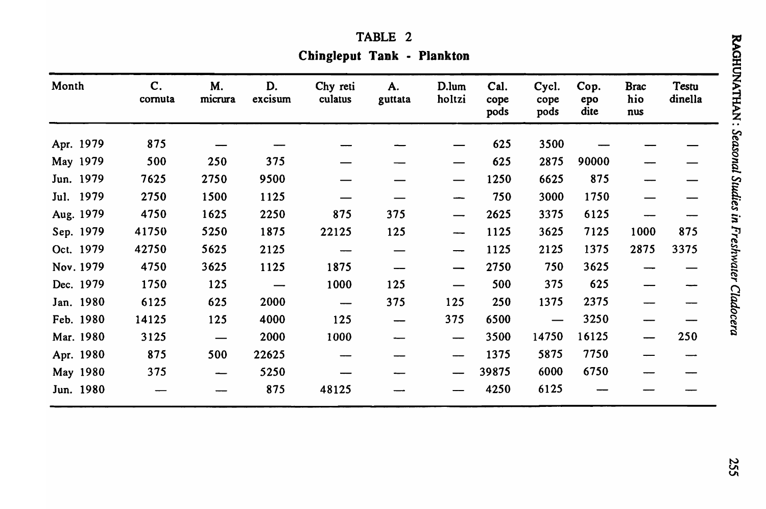TABLE 2

**Chingleput Tank - Plankton**

| Month | C. cornuta | M. micrura | D. excisum | Chy reticulatus | A. guttata | D.lumholtzi | Cal. copepods | Cycl. copepods | Copepodite | Brachionus | Testudinella |
|---|---|---|---|---|---|---|---|---|---|---|---|
| Apr. 1979 | 875 | — | — | — | — | — | 625 | 3500 | — | — | — |
| May 1979 | 500 | 250 | 375 | — | — | — | 625 | 2875 | 90000 | — | — |
| Jun. 1979 | 7625 | 2750 | 9500 | — | — | — | 1250 | 6625 | 875 | — | — |
| Jul. 1979 | 2750 | 1500 | 1125 | — | — | — | 750 | 3000 | 1750 | — | — |
| Aug. 1979 | 4750 | 1625 | 2250 | 875 | 375 | — | 2625 | 3375 | 6125 | — | — |
| Sep. 1979 | 41750 | 5250 | 1875 | 22125 | 125 | — | 1125 | 3625 | 7125 | 1000 | 875 |
| Oct. 1979 | 42750 | 5625 | 2125 | — | — | — | 1125 | 2125 | 1375 | 2875 | 3375 |
| Nov. 1979 | 4750 | 3625 | 1125 | 1875 | — | — | 2750 | 750 | 3625 | — | — |
| Dec. 1979 | 1750 | 125 | — | 1000 | 125 | — | 500 | 375 | 625 | — | — |
| Jan. 1980 | 6125 | 625 | 2000 | — | 375 | 125 | 250 | 1375 | 2375 | — | — |
| Feb. 1980 | 14125 | 125 | 4000 | 125 | — | 375 | 6500 | — | 3250 | — | — |
| Mar. 1980 | 3125 | — | 2000 | 1000 | — | — | 3500 | 14750 | 16125 | — | 250 |
| Apr. 1980 | 875 | 500 | 22625 | — | — | — | 1375 | 5875 | 7750 | — | — |
| May 1980 | 375 | — | 5250 | — | — | — | 39875 | 6000 | 6750 | — | — |
| Jun. 1980 | — | — | 875 | 48125 | — | — | 4250 | 6125 | — | — | — |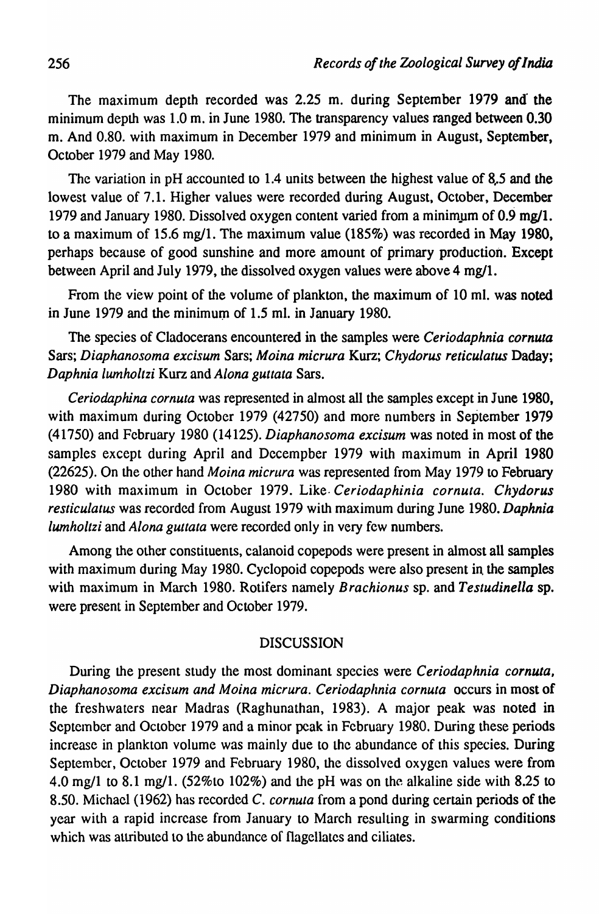The maximum depth recorded was 2.25 m. during September 1979 and the minimum depth was 1.0 m. in June 1980. The transparency values ranged between 0.30 m. And 0.80. with maximum in December 1979 and minimum in August, September, October 1979 and May 1980.

The variation in pH accounted to 1.4 units between the highest value of 8.5 and the lowest value of 7.1. Higher values were recorded during August, October, December 1979 and January 1980. Dissolved oxygen content varied from a minimum of 0.9 mg/1. to a maximum of 15.6 mg/1. The maximum value (185%) was recorded in May 1980, perhaps because of good sunshine and more amount of primary production. Except between April and July 1979, the dissolved oxygen values were above 4 mg/1.

From the view point of the volume of plankton, the maximum of 10 ml. was noted in June 1979 and the minimum of 1.5 ml. in January 1980.

The species of Cladocerans encountered in the samples were *Ceriodaphnia cornuta* Sars; *Diaphanosoma excisum* Sars; *Moina micrura* Kurz; *Chydorus reticulatus* Daday; *Daphnia lumholtzi* Kurz and *Alona guttata* Sars.

*Ceriodaphina cornuta* was represented in almost all the samples except in June 1980, with maximum during October 1979 (42750) and more numbers in September 1979 (41750) and February 1980 (14125). *Diaphanosoma excisum* was noted in most of the samples except during April and Decempber 1979 with maximum in April 1980 (22625). On the other hand *Moina micrura* was represented from May 1979 to February 1980 with maximum in October 1979. Like *Ceriodaphinia cornuta*. *Chydorus resticulatus* was recorded from August 1979 with maximum during June 1980. *Daphnia lumholtzi* and *Alona guttata* were recorded only in very few numbers.

Among the other constituents, calanoid copepods were present in almost all samples with maximum during May 1980. Cyclopoid copepods were also present in the samples with maximum in March 1980. Rotifers namely *Brachionus* sp. and *Testudinella* sp. were present in September and October 1979.

## DISCUSSION

During the present study the most dominant species were *Ceriodaphnia cornuta, Diaphanosoma excisum and Moina micrura. Ceriodaphnia cornuta* occurs in most of the freshwaters near Madras (Raghunathan, 1983). A major peak was noted in September and October 1979 and a minor peak in February 1980. During these periods increase in plankton volume was mainly due to the abundance of this species. During September, October 1979 and February 1980, the dissolved oxygen values were from 4.0 mg/1 to 8.1 mg/1. (52%to 102%) and the pH was on the alkaline side with 8.25 to 8.50. Michael (1962) has recorded *C. cornuta* from a pond during certain periods of the year with a rapid increase from January to March resulting in swarming conditions which was attributed to the abundance of flagellates and ciliates.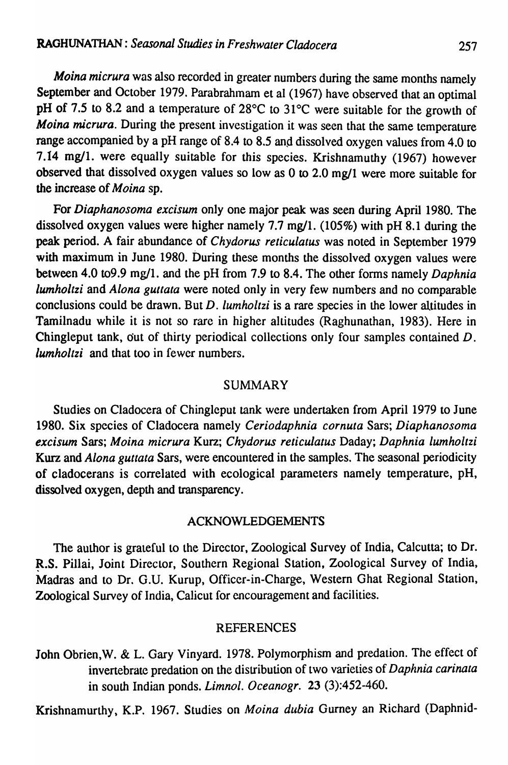*Moina micrura* was also recorded in greater numbers during the same months namely September and October 1979. Parabrahmam et al (1967) have observed that an optimal pH of 7.5 to 8.2 and a temperature of 28°C to 31°C were suitable for the growth of *Moina micrura*. During the present investigation it was seen that the same temperature range accompanied by a pH range of 8.4 to 8.5 and dissolved oxygen values from 4.0 to 7.14 mg/1. were equally suitable for this species. Krishnamuthy (1967) however observed that dissolved oxygen values so low as 0 to 2.0 mg/1 were more suitable for the increase of *Moina* sp.

For *Diaphanosoma excisum* only one major peak was seen during April 1980. The dissolved oxygen values were higher namely 7.7 mg/1. (105%) with pH 8.1 during the peak period. A fair abundance of *Chydorus reticulatus* was noted in September 1979 with maximum in June 1980. During these months the dissolved oxygen values were between 4.0 to9.9 mg/1. and the pH from 7.9 to 8.4. The other forms namely *Daphnia lumholtzi* and *Alona guttata* were noted only in very few numbers and no comparable conclusions could be drawn. But *D. lumholtzi* is a rare species in the lower altitudes in Tamilnadu while it is not so rare in higher altitudes (Raghunathan, 1983). Here in Chingleput tank, out of thirty periodical collections only four samples contained *D. lumholtzi* and that too in fewer numbers.

## SUMMARY

Studies on Cladocera of Chingleput tank were undertaken from April 1979 to June 1980. Six species of Cladocera namely *Ceriodaphnia cornuta* Sars; *Diaphanosoma excisum* Sars; *Moina micrura* Kurz; *Chydorus reticulatus* Daday; *Daphnia lumholtzi* Kurz and *Alona guttata* Sars, were encountered in the samples. The seasonal periodicity of cladocerans is correlated with ecological parameters namely temperature, pH, dissolved oxygen, depth and transparency.

## ACKNOWLEDGEMENTS

The author is grateful to the Director, Zoological Survey of India, Calcutta; to Dr. R.S. Pillai, Joint Director, Southern Regional Station, Zoological Survey of India, Madras and to Dr. G.U. Kurup, Officer-in-Charge, Western Ghat Regional Station, Zoological Survey of India, Calicut for encouragement and facilities.

## REFERENCES

John Obrien, W. & L. Gary Vinyard. 1978. Polymorphism and predation. The effect of invertebrate predation on the distribution of two varieties of *Daphnia carinata* in south Indian ponds. *Limnol. Oceanogr.* **23** (3):452-460.

Krishnamurthy, K.P. 1967. Studies on *Moina dubia* Gurney an Richard (Daphnid-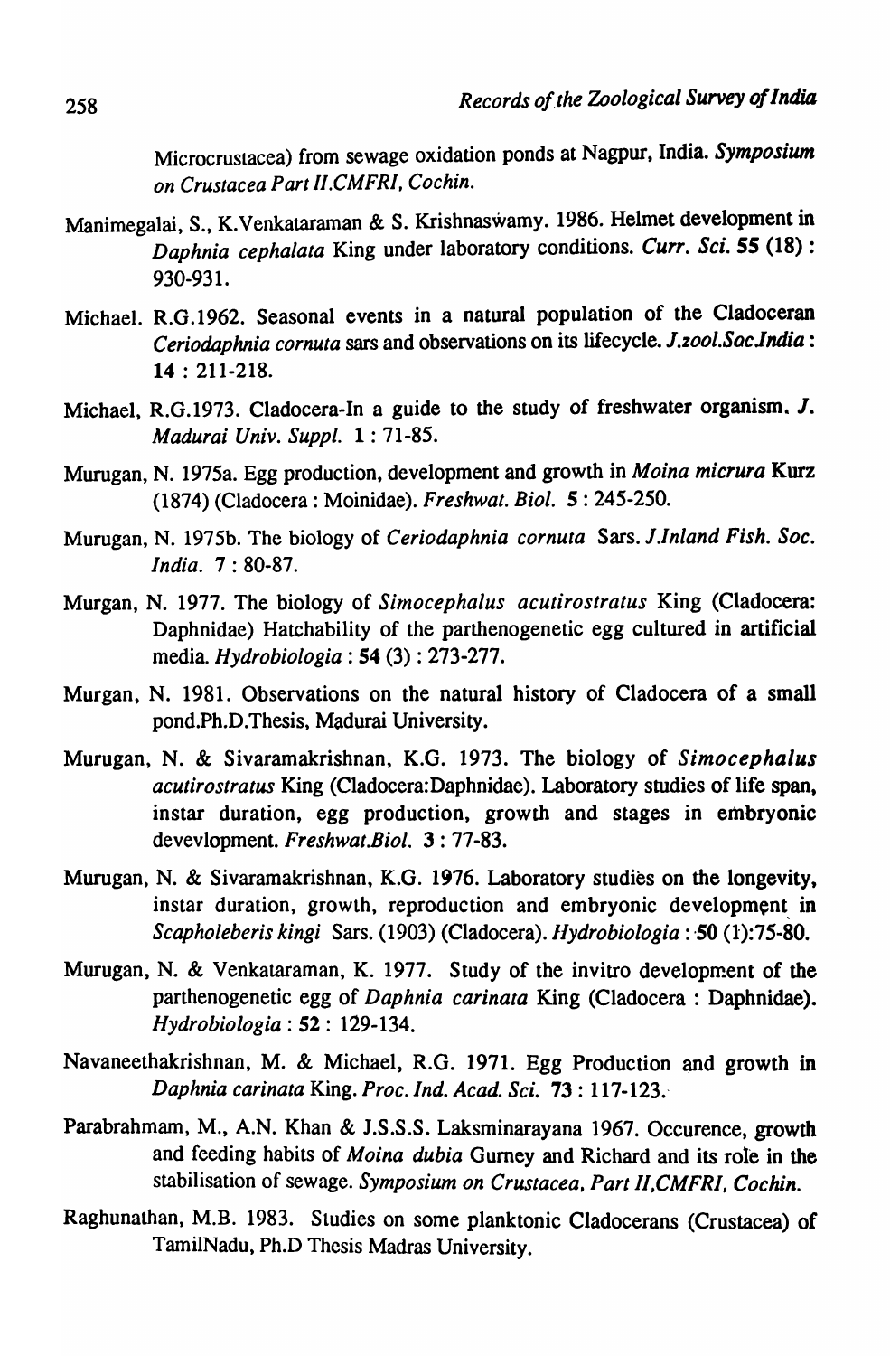Microcrustacea) from sewage oxidation ponds at Nagpur, India. *Symposium on Crustacea Part II.CMFRI, Cochin.*

Manimegalai, S., K.Venkataraman & S. Krishnaswamy. 1986. Helmet development in *Daphnia cephalata* King under laboratory conditions. *Curr. Sci.* **55 (18)** : 930-931.

Michael. R.G.1962. Seasonal events in a natural population of the Cladoceran *Ceriodaphnia cornuta* sars and observations on its lifecycle. *J.zool.Soc.India* : **14** : 211-218.

Michael, R.G.1973. Cladocera-In a guide to the study of freshwater organism. *J. Madurai Univ. Suppl.* **1** : 71-85.

Murugan, N. 1975a. Egg production, development and growth in *Moina micrura* Kurz (1874) (Cladocera : Moinidae). *Freshwat. Biol.* **5** : 245-250.

Murugan, N. 1975b. The biology of *Ceriodaphnia cornuta* Sars. *J.Inland Fish. Soc. India.* **7** : 80-87.

Murgan, N. 1977. The biology of *Simocephalus acutirostratus* King (Cladocera: Daphnidae) Hatchability of the parthenogenetic egg cultured in artificial media. *Hydrobiologia* : **54** (3) : 273-277.

Murgan, N. 1981. Observations on the natural history of Cladocera of a small pond.Ph.D.Thesis, Madurai University.

Murugan, N. & Sivaramakrishnan, K.G. 1973. The biology of *Simocephalus acutirostratus* King (Cladocera:Daphnidae). Laboratory studies of life span, instar duration, egg production, growth and stages in embryonic devevlopment. *Freshwat.Biol.* **3** : 77-83.

Murugan, N. & Sivaramakrishnan, K.G. 1976. Laboratory studies on the longevity, instar duration, growth, reproduction and embryonic development in *Scapholeberis kingi* Sars. (1903) (Cladocera). *Hydrobiologia* : **50** (1):75-80.

Murugan, N. & Venkataraman, K. 1977. Study of the invitro development of the parthenogenetic egg of *Daphnia carinata* King (Cladocera : Daphnidae). *Hydrobiologia* : **52** : 129-134.

Navaneethakrishnan, M. & Michael, R.G. 1971. Egg Production and growth in *Daphnia carinata* King. *Proc. Ind. Acad. Sci.* **73** : 117-123.

Parabrahmam, M., A.N. Khan & J.S.S.S. Laksminarayana 1967. Occurence, growth and feeding habits of *Moina dubia* Gurney and Richard and its role in the stabilisation of sewage. *Symposium on Crustacea, Part II,CMFRI, Cochin.*

Raghunathan, M.B. 1983. Studies on some planktonic Cladocerans (Crustacea) of TamilNadu, Ph.D Thesis Madras University.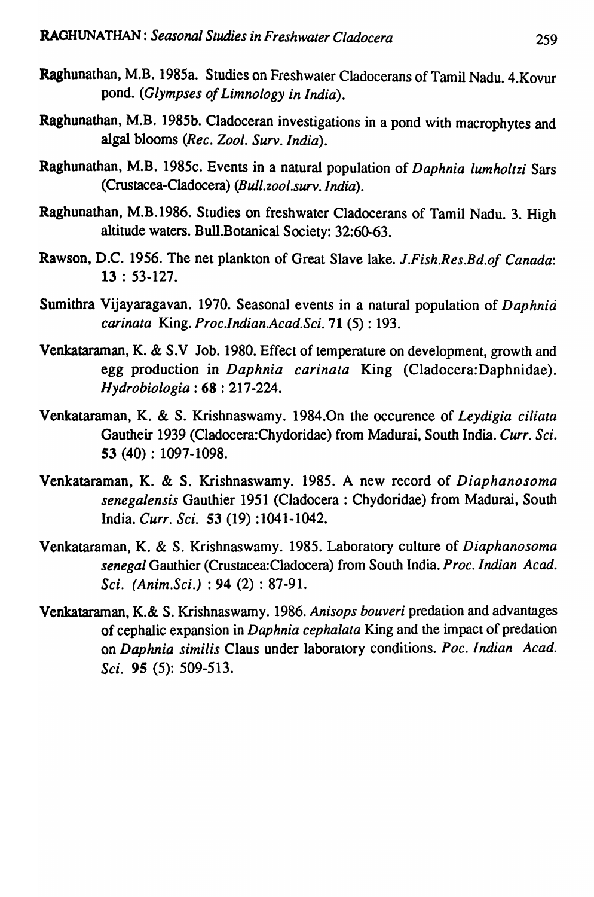Raghunathan, M.B. 1985a. Studies on Freshwater Cladocerans of Tamil Nadu. 4.Kovur pond. (*Glympses of Limnology in India*).

Raghunathan, M.B. 1985b. Cladoceran investigations in a pond with macrophytes and algal blooms (*Rec. Zool. Surv. India*).

Raghunathan, M.B. 1985c. Events in a natural population of *Daphnia lumholtzi* Sars (Crustacea-Cladocera) (*Bull.zool.surv. India*).

Raghunathan, M.B.1986. Studies on freshwater Cladocerans of Tamil Nadu. 3. High altitude waters. Bull.Botanical Society: 32:60-63.

Rawson, D.C. 1956. The net plankton of Great Slave lake. *J.Fish.Res.Bd.of Canada*: **13** : 53-127.

Sumithra Vijayaragavan. 1970. Seasonal events in a natural population of *Daphnia carinata* King. *Proc.Indian.Acad.Sci.* **71** (5) : 193.

Venkataraman, K. & S.V Job. 1980. Effect of temperature on development, growth and egg production in *Daphnia carinata* King (Cladocera:Daphnidae). *Hydrobiologia* : **68** : 217-224.

Venkataraman, K. & S. Krishnaswamy. 1984.On the occurence of *Leydigia ciliata* Gautheir 1939 (Cladocera:Chydoridae) from Madurai, South India. *Curr. Sci.* **53** (40) : 1097-1098.

Venkataraman, K. & S. Krishnaswamy. 1985. A new record of *Diaphanosoma senegalensis* Gauthier 1951 (Cladocera : Chydoridae) from Madurai, South India. *Curr. Sci.* **53** (19) :1041-1042.

Venkataraman, K. & S. Krishnaswamy. 1985. Laboratory culture of *Diaphanosoma senegal* Gauthier (Crustacea:Cladocera) from South India. *Proc. Indian Acad. Sci. (Anim.Sci.)* : **94** (2) : 87-91.

Venkataraman, K.& S. Krishnaswamy. 1986. *Anisops bouveri* predation and advantages of cephalic expansion in *Daphnia cephalata* King and the impact of predation on *Daphnia similis* Claus under laboratory conditions. *Poc. Indian Acad. Sci.* **95** (5): 509-513.